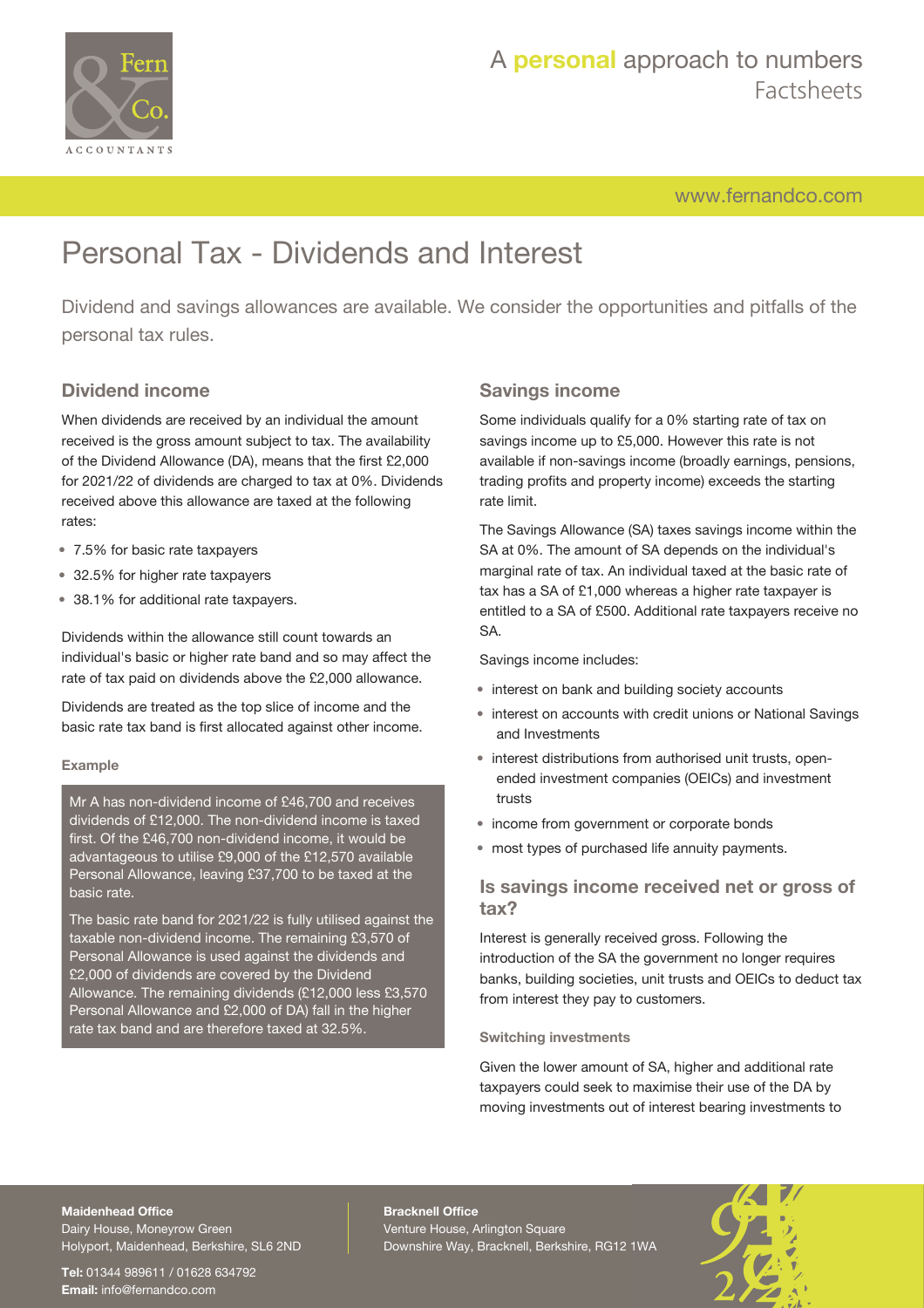# Personal Tax - Dividends and Interest

Dividend and savings allowances are available. We consider the opportunities and pitfalls of the personal tax rules.

## Dividend income

When dividends are received by an individual the amount received is the gross amount subject to tax. The availability of the Dividend Allowance (DA), means that the first £2,000 for 2021/22 of dividends are charged to tax at 0%. Dividends received above this allowance are taxed at the following rates:

- 7.5% for basic rate taxpayers
- 32.5% for higher rate taxpayers
- 38.1% for additional rate taxpayers.

Dividends within the allowance still count towards an individual's basic or higher rate band and so may affect the rate of tax paid on dividends above the £2,000 allowance.

Dividends are treated as the top slice of income and the basic rate tax band is first allocated against other income.

#### Example

Mr A has non-dividend income of £46,700 and receives dividends of £12,000. The non-dividend income is taxed first. Of the £46,700 non-dividend income, it would be advantageous to utilise £9,000 of the £12,570 available Personal Allowance, leaving £37,700 to be taxed at the basic rate.

The basic rate band for 2021/22 is fully utilised against the taxable non-dividend income. The remaining £3,570 of Personal Allowance is used against the dividends and £2,000 of dividends are covered by the Dividend Allowance. The remaining dividends (£12,000 less £3,570 Personal Allowance and £2,000 of DA) fall in the higher rate tax band and are therefore taxed at 32.5%.

## Savings income

Some individuals qualify for a 0% starting rate of tax on savings income up to £5,000. However this rate is not available if non-savings income (broadly earnings, pensions, trading profits and property income) exceeds the starting rate limit.

The Savings Allowance (SA) taxes savings income within the SA at 0%. The amount of SA depends on the individual's marginal rate of tax. An individual taxed at the basic rate of tax has a SA of £1,000 whereas a higher rate taxpayer is entitled to a SA of £500. Additional rate taxpayers receive no SA.

Savings income includes:

- interest on bank and building society accounts
- interest on accounts with credit unions or National Savings and Investments
- interest distributions from authorised unit trusts, open-ended investment companies (OEICs) and investment trusts
- income from government or corporate bonds
- most types of purchased life annuity payments.

## Is savings income received net or gross of tax?

Interest is generally received gross. Following the introduction of the SA the government no longer requires banks, building societies, unit trusts and OEICs to deduct tax from interest they pay to customers.

#### Switching investments

Given the lower amount of SA, higher and additional rate taxpayers could seek to maximise their use of the DA by moving investments out of interest bearing investments to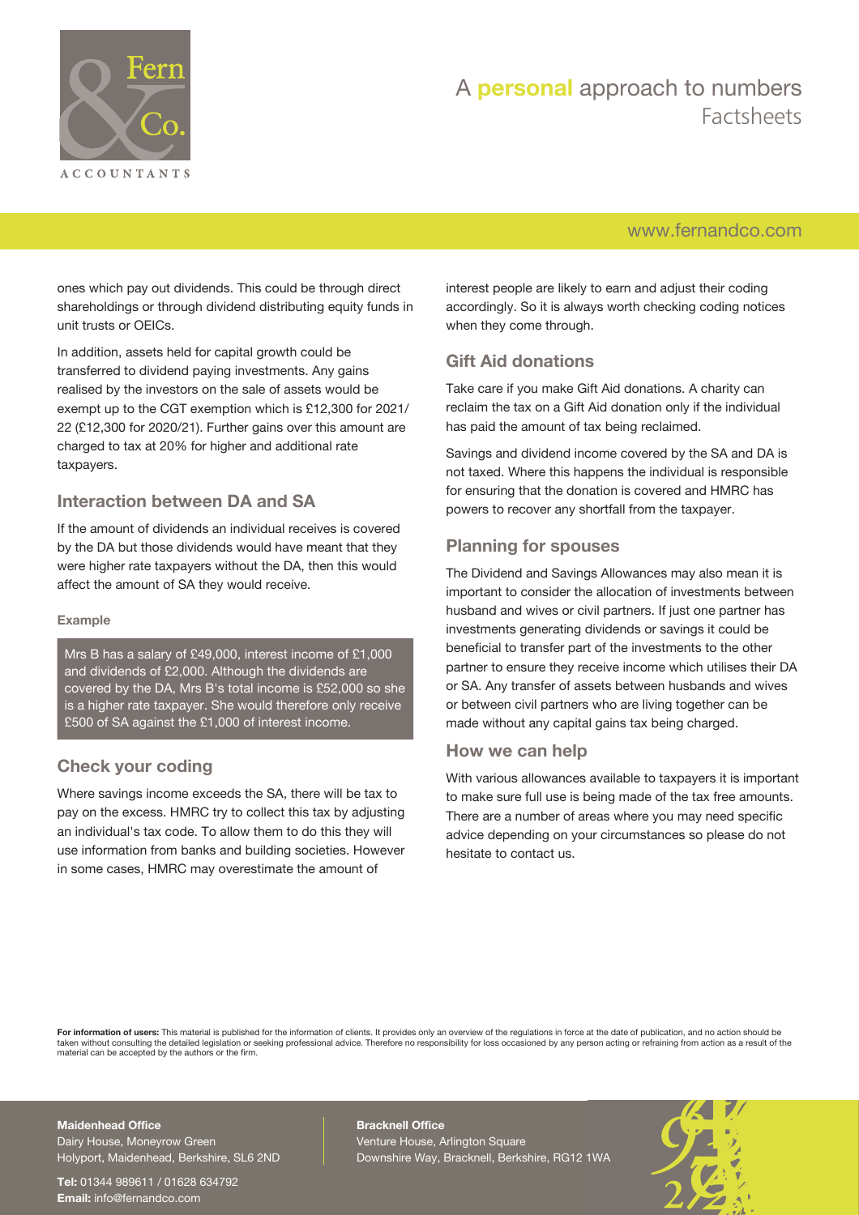ones which pay out dividends. This could be through direct shareholdings or through dividend distributing equity funds in unit trusts or OEICs.

In addition, assets held for capital growth could be transferred to dividend paying investments. Any gains realised by the investors on the sale of assets would be exempt up to the CGT exemption which is £12,300 for 2021/22 (£12,300 for 2020/21). Further gains over this amount are charged to tax at 20% for higher and additional rate taxpayers.

## Interaction between DA and SA

If the amount of dividends an individual receives is covered by the DA but those dividends would have meant that they were higher rate taxpayers without the DA, then this would affect the amount of SA they would receive.

#### Example

> Mrs B has a salary of £49,000, interest income of £1,000 and dividends of £2,000. Although the dividends are covered by the DA, Mrs B's total income is £52,000 so she is a higher rate taxpayer. She would therefore only receive £500 of SA against the £1,000 of interest income.

## Check your coding

Where savings income exceeds the SA, there will be tax to pay on the excess. HMRC try to collect this tax by adjusting an individual's tax code. To allow them to do this they will use information from banks and building societies. However in some cases, HMRC may overestimate the amount of interest people are likely to earn and adjust their coding accordingly. So it is always worth checking coding notices when they come through.

## Gift Aid donations

Take care if you make Gift Aid donations. A charity can reclaim the tax on a Gift Aid donation only if the individual has paid the amount of tax being reclaimed.

Savings and dividend income covered by the SA and DA is not taxed. Where this happens the individual is responsible for ensuring that the donation is covered and HMRC has powers to recover any shortfall from the taxpayer.

## Planning for spouses

The Dividend and Savings Allowances may also mean it is important to consider the allocation of investments between husband and wives or civil partners. If just one partner has investments generating dividends or savings it could be beneficial to transfer part of the investments to the other partner to ensure they receive income which utilises their DA or SA. Any transfer of assets between husbands and wives or between civil partners who are living together can be made without any capital gains tax being charged.

## How we can help

With various allowances available to taxpayers it is important to make sure full use is being made of the tax free amounts. There are a number of areas where you may need specific advice depending on your circumstances so please do not hesitate to contact us.

**For information of users:** This material is published for the information of clients. It provides only an overview of the regulations in force at the date of publication, and no action should be taken without consulting the detailed legislation or seeking professional advice. Therefore no responsibility for loss occasioned by any person acting or refraining from action as a result of the material can be accepted by the authors or the firm.